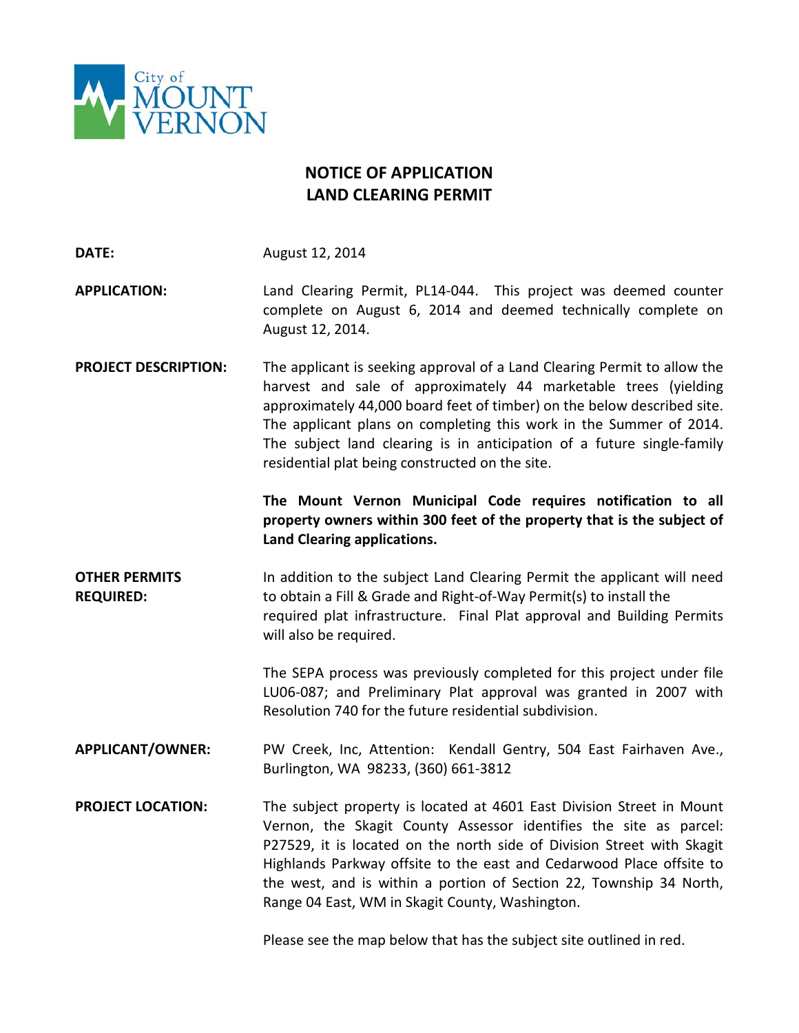City of
MOUNT
VERNON

# NOTICE OF APPLICATION
# LAND CLEARING PERMIT

**DATE:** August 12, 2014

**APPLICATION:** Land Clearing Permit, PL14-044. This project was deemed counter complete on August 6, 2014 and deemed technically complete on August 12, 2014.

**PROJECT DESCRIPTION:** The applicant is seeking approval of a Land Clearing Permit to allow the harvest and sale of approximately 44 marketable trees (yielding approximately 44,000 board feet of timber) on the below described site. The applicant plans on completing this work in the Summer of 2014. The subject land clearing is in anticipation of a future single-family residential plat being constructed on the site.

**The Mount Vernon Municipal Code requires notification to all property owners within 300 feet of the property that is the subject of Land Clearing applications.**

**OTHER PERMITS REQUIRED:** In addition to the subject Land Clearing Permit the applicant will need to obtain a Fill & Grade and Right-of-Way Permit(s) to install the required plat infrastructure. Final Plat approval and Building Permits will also be required.

The SEPA process was previously completed for this project under file LU06-087; and Preliminary Plat approval was granted in 2007 with Resolution 740 for the future residential subdivision.

**APPLICANT/OWNER:** PW Creek, Inc, Attention: Kendall Gentry, 504 East Fairhaven Ave., Burlington, WA 98233, (360) 661-3812

**PROJECT LOCATION:** The subject property is located at 4601 East Division Street in Mount Vernon, the Skagit County Assessor identifies the site as parcel: P27529, it is located on the north side of Division Street with Skagit Highlands Parkway offsite to the east and Cedarwood Place offsite to the west, and is within a portion of Section 22, Township 34 North, Range 04 East, WM in Skagit County, Washington.

Please see the map below that has the subject site outlined in red.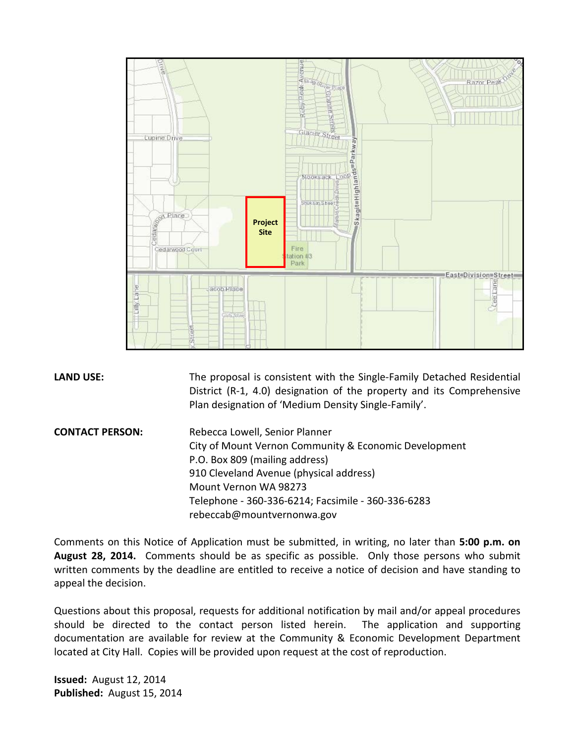**LAND USE:** The proposal is consistent with the Single-Family Detached Residential District (R-1, 4.0) designation of the property and its Comprehensive Plan designation of 'Medium Density Single-Family'.

**CONTACT PERSON:** Rebecca Lowell, Senior Planner
City of Mount Vernon Community & Economic Development
P.O. Box 809 (mailing address)
910 Cleveland Avenue (physical address)
Mount Vernon WA 98273
Telephone - 360-336-6214; Facsimile - 360-336-6283
rebeccab@mountvernonwa.gov

Comments on this Notice of Application must be submitted, in writing, no later than **5:00 p.m. on August 28, 2014.** Comments should be as specific as possible. Only those persons who submit written comments by the deadline are entitled to receive a notice of decision and have standing to appeal the decision.

Questions about this proposal, requests for additional notification by mail and/or appeal procedures should be directed to the contact person listed herein. The application and supporting documentation are available for review at the Community & Economic Development Department located at City Hall. Copies will be provided upon request at the cost of reproduction.

**Issued:** August 12, 2014
**Published:** August 15, 2014